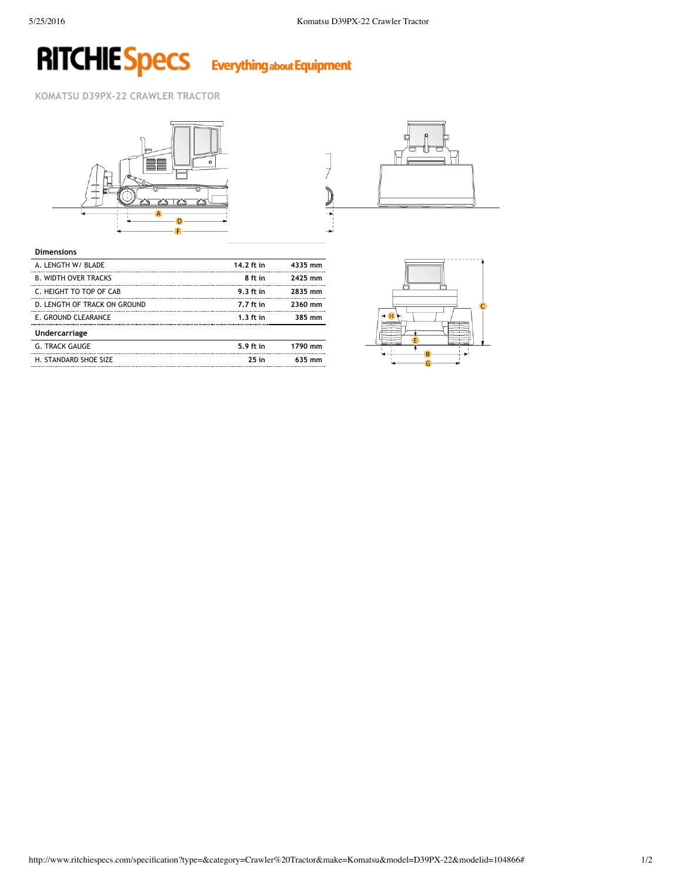# KOMATSU D39PX-22 CRAWLER TRACTOR

| Dimensions | | |
|---|---|---|
| A. LENGTH W/ BLADE | 14.2 ft in | 4335 mm |
| B. WIDTH OVER TRACKS | 8 ft in | 2425 mm |
| C. HEIGHT TO TOP OF CAB | 9.3 ft in | 2835 mm |
| D. LENGTH OF TRACK ON GROUND | 7.7 ft in | 2360 mm |
| E. GROUND CLEARANCE | 1.3 ft in | 385 mm |
| **Undercarriage** | | |
| G. TRACK GAUGE | 5.9 ft in | 1790 mm |
| H. STANDARD SHOE SIZE | 25 in | 635 mm |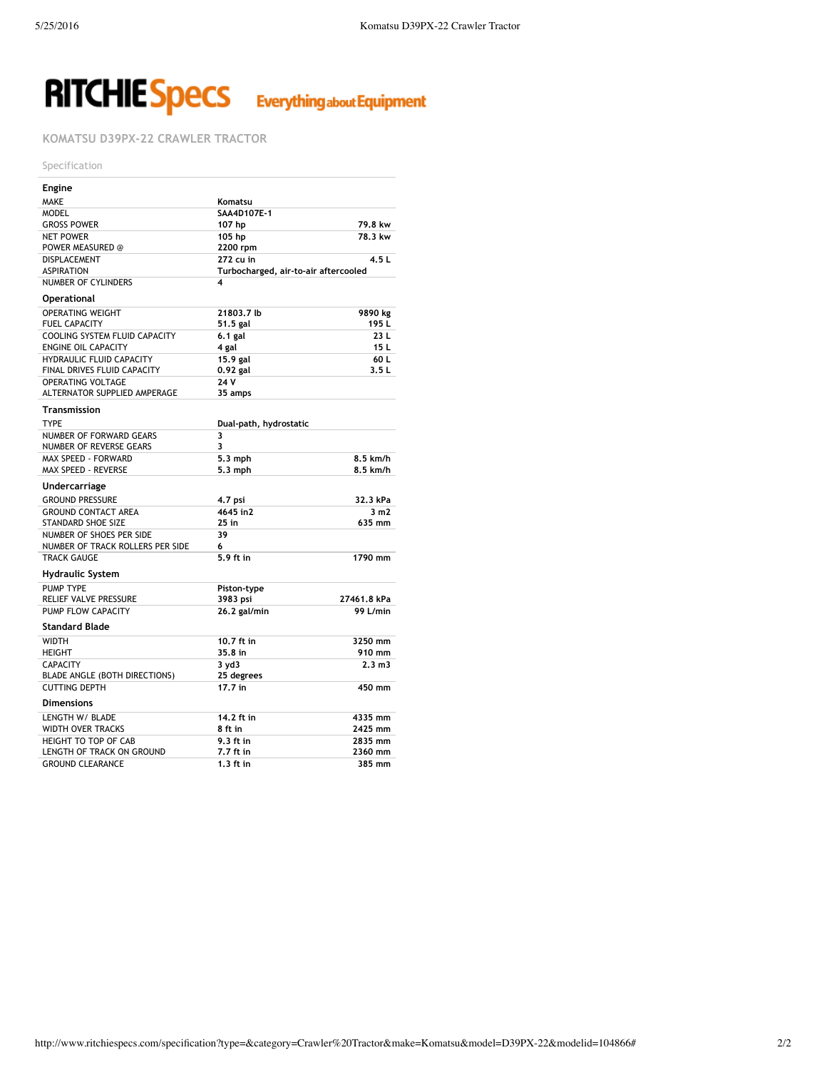RITCHIE Specs Everything about Equipment

## KOMATSU D39PX-22 CRAWLER TRACTOR

Specification

| | | |
|---|---|---|
| **Engine** | | |
| MAKE | Komatsu | |
| MODEL | SAA4D107E-1 | |
| GROSS POWER | 107 hp | 79.8 kw |
| NET POWER | 105 hp | 78.3 kw |
| POWER MEASURED @ | 2200 rpm | |
| DISPLACEMENT | 272 cu in | 4.5 L |
| ASPIRATION | Turbocharged, air-to-air aftercooled | |
| NUMBER OF CYLINDERS | 4 | |
| **Operational** | | |
| OPERATING WEIGHT | 21803.7 lb | 9890 kg |
| FUEL CAPACITY | 51.5 gal | 195 L |
| COOLING SYSTEM FLUID CAPACITY | 6.1 gal | 23 L |
| ENGINE OIL CAPACITY | 4 gal | 15 L |
| HYDRAULIC FLUID CAPACITY | 15.9 gal | 60 L |
| FINAL DRIVES FLUID CAPACITY | 0.92 gal | 3.5 L |
| OPERATING VOLTAGE | 24 V | |
| ALTERNATOR SUPPLIED AMPERAGE | 35 amps | |
| **Transmission** | | |
| TYPE | Dual-path, hydrostatic | |
| NUMBER OF FORWARD GEARS | 3 | |
| NUMBER OF REVERSE GEARS | 3 | |
| MAX SPEED - FORWARD | 5.3 mph | 8.5 km/h |
| MAX SPEED - REVERSE | 5.3 mph | 8.5 km/h |
| **Undercarriage** | | |
| GROUND PRESSURE | 4.7 psi | 32.3 kPa |
| GROUND CONTACT AREA | 4645 in2 | 3 m2 |
| STANDARD SHOE SIZE | 25 in | 635 mm |
| NUMBER OF SHOES PER SIDE | 39 | |
| NUMBER OF TRACK ROLLERS PER SIDE | 6 | |
| TRACK GAUGE | 5.9 ft in | 1790 mm |
| **Hydraulic System** | | |
| PUMP TYPE | Piston-type | |
| RELIEF VALVE PRESSURE | 3983 psi | 27461.8 kPa |
| PUMP FLOW CAPACITY | 26.2 gal/min | 99 L/min |
| **Standard Blade** | | |
| WIDTH | 10.7 ft in | 3250 mm |
| HEIGHT | 35.8 in | 910 mm |
| CAPACITY | 3 yd3 | 2.3 m3 |
| BLADE ANGLE (BOTH DIRECTIONS) | 25 degrees | |
| CUTTING DEPTH | 17.7 in | 450 mm |
| **Dimensions** | | |
| LENGTH W/ BLADE | 14.2 ft in | 4335 mm |
| WIDTH OVER TRACKS | 8 ft in | 2425 mm |
| HEIGHT TO TOP OF CAB | 9.3 ft in | 2835 mm |
| LENGTH OF TRACK ON GROUND | 7.7 ft in | 2360 mm |
| GROUND CLEARANCE | 1.3 ft in | 385 mm |